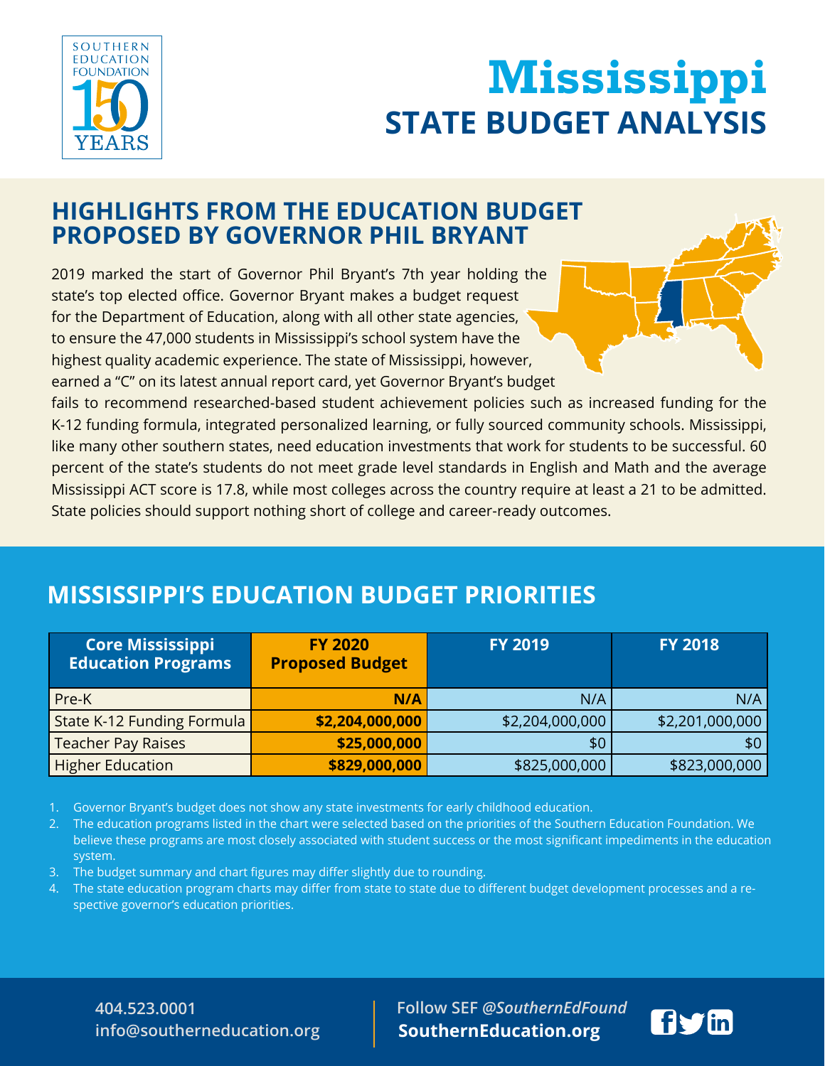# Mississippi

## STATE BUDGET ANALYSIS

## HIGHLIGHTS FROM THE EDUCATION BUDGET PROPOSED BY GOVERNOR PHIL BRYANT

2019 marked the start of Governor Phil Bryant's 7th year holding the state's top elected office. Governor Bryant makes a budget request for the Department of Education, along with all other state agencies, to ensure the 47,000 students in Mississippi's school system have the highest quality academic experience. The state of Mississippi, however, earned a "C" on its latest annual report card, yet Governor Bryant's budget fails to recommend researched-based student achievement policies such as increased funding for the K-12 funding formula, integrated personalized learning, or fully sourced community schools. Mississippi, like many other southern states, need education investments that work for students to be successful. 60 percent of the state's students do not meet grade level standards in English and Math and the average Mississippi ACT score is 17.8, while most colleges across the country require at least a 21 to be admitted. State policies should support nothing short of college and career-ready outcomes.

## MISSISSIPPI'S EDUCATION BUDGET PRIORITIES

| Core Mississippi Education Programs | FY 2020 Proposed Budget | FY 2019 | FY 2018 |
|---|---|---|---|
| Pre-K | **N/A** | N/A | N/A |
| State K-12 Funding Formula | **$2,204,000,000** | $2,204,000,000 | $2,201,000,000 |
| Teacher Pay Raises | **$25,000,000** | $0 | $0 |
| Higher Education | **$829,000,000** | $825,000,000 | $823,000,000 |

1. Governor Bryant's budget does not show any state investments for early childhood education.
2. The education programs listed in the chart were selected based on the priorities of the Southern Education Foundation. We believe these programs are most closely associated with student success or the most significant impediments in the education system.
3. The budget summary and chart figures may differ slightly due to rounding.
4. The state education program charts may differ from state to state due to different budget development processes and a respective governor's education priorities.

404.523.0001
info@southerneducation.org

Follow SEF *@SouthernEdFound*
**SouthernEducation.org**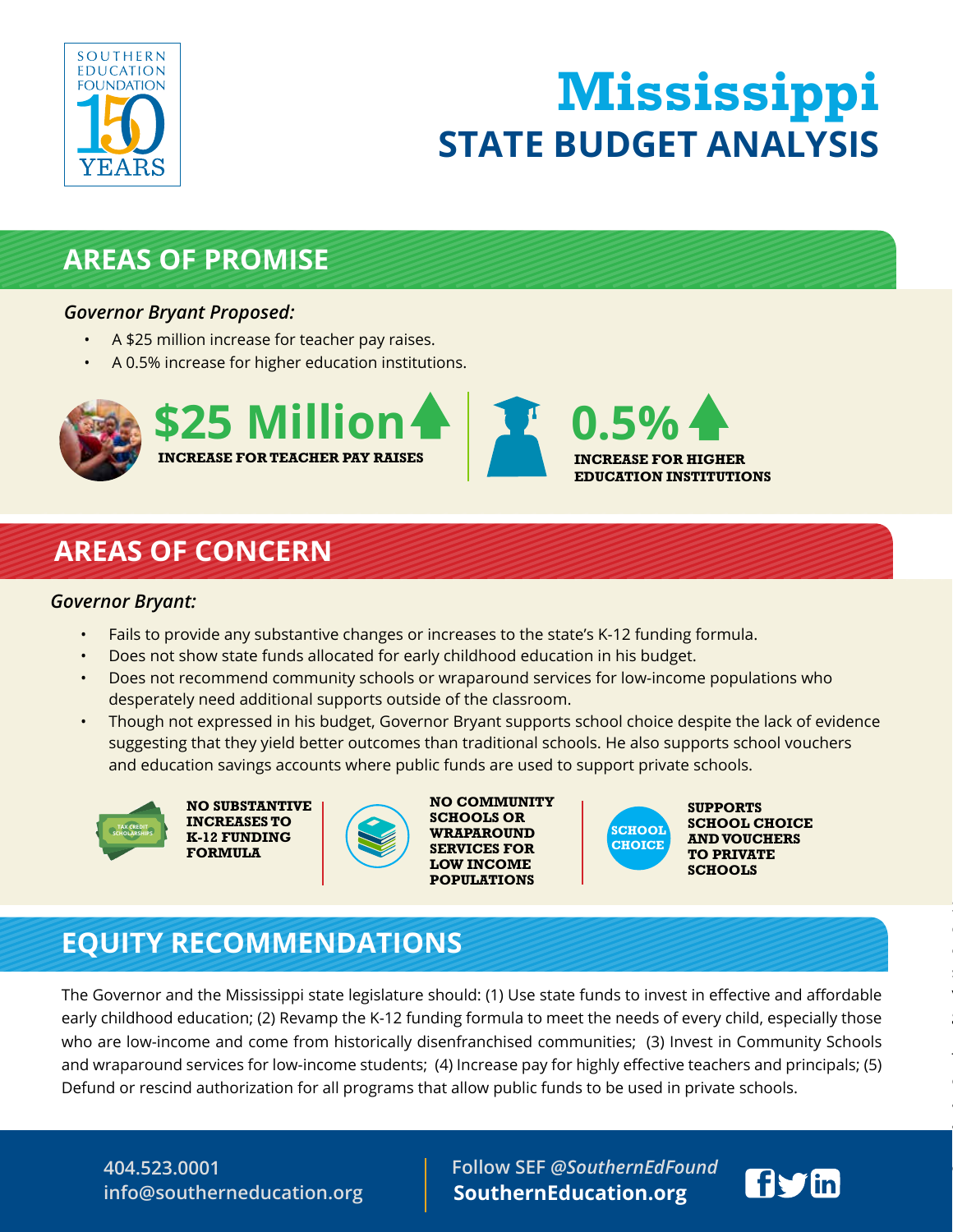SOUTHERN EDUCATION FOUNDATION 150 YEARS

# Mississippi
## STATE BUDGET ANALYSIS

## AREAS OF PROMISE

*Governor Bryant Proposed:*

- A $25 million increase for teacher pay raises.
- A 0.5% increase for higher education institutions.

**$25 Million**
**INCREASE FOR TEACHER PAY RAISES**

**0.5%**
**INCREASE FOR HIGHER EDUCATION INSTITUTIONS**

## AREAS OF CONCERN

*Governor Bryant:*

- Fails to provide any substantive changes or increases to the state's K-12 funding formula.
- Does not show state funds allocated for early childhood education in his budget.
- Does not recommend community schools or wraparound services for low-income populations who desperately need additional supports outside of the classroom.
- Though not expressed in his budget, Governor Bryant supports school choice despite the lack of evidence suggesting that they yield better outcomes than traditional schools. He also supports school vouchers and education savings accounts where public funds are used to support private schools.

**NO SUBSTANTIVE INCREASES TO K-12 FUNDING FORMULA**

**NO COMMUNITY SCHOOLS OR WRAPAROUND SERVICES FOR LOW INCOME POPULATIONS**

**SUPPORTS SCHOOL CHOICE AND VOUCHERS TO PRIVATE SCHOOLS**

## EQUITY RECOMMENDATIONS

The Governor and the Mississippi state legislature should: (1) Use state funds to invest in effective and affordable early childhood education; (2) Revamp the K-12 funding formula to meet the needs of every child, especially those who are low-income and come from historically disenfranchised communities; (3) Invest in Community Schools and wraparound services for low-income students; (4) Increase pay for highly effective teachers and principals; (5) Defund or rescind authorization for all programs that allow public funds to be used in private schools.

404.523.0001
info@southerneducation.org

Follow SEF *@SouthernEdFound*
**SouthernEducation.org**